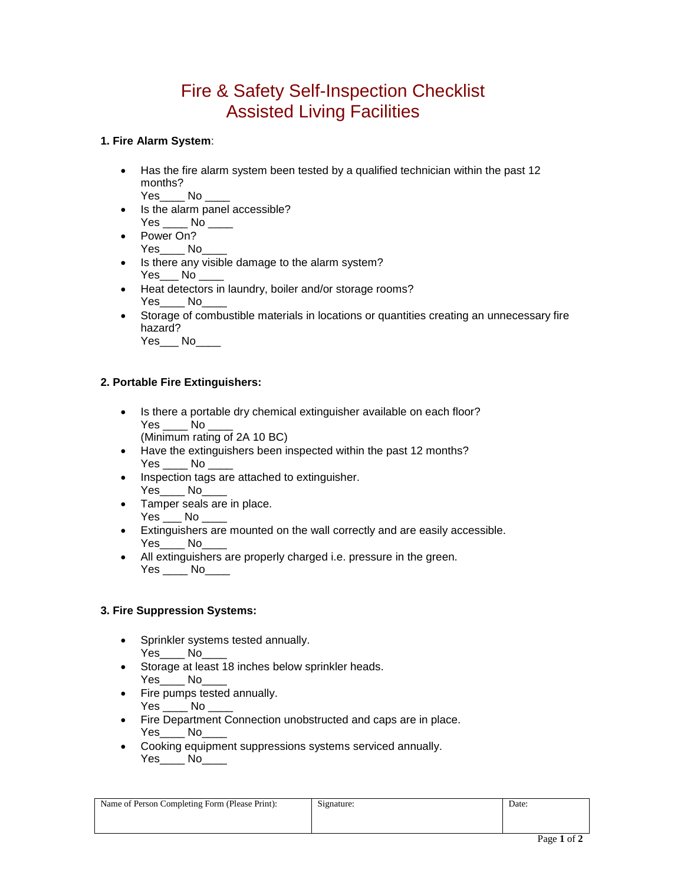# Fire & Safety Self-Inspection Checklist
# Assisted Living Facilities

**1. Fire Alarm System**:

- Has the fire alarm system been tested by a qualified technician within the past 12 months?
  Yes____ No ____
- Is the alarm panel accessible?
  Yes ____ No ____
- Power On?
  Yes____ No____
- Is there any visible damage to the alarm system?
  Yes___ No ____
- Heat detectors in laundry, boiler and/or storage rooms?
  Yes____ No____
- Storage of combustible materials in locations or quantities creating an unnecessary fire hazard?
  Yes___ No____

**2. Portable Fire Extinguishers:**

- Is there a portable dry chemical extinguisher available on each floor?
  Yes ____ No ____
  (Minimum rating of 2A 10 BC)
- Have the extinguishers been inspected within the past 12 months?
  Yes ____ No ____
- Inspection tags are attached to extinguisher.
  Yes____ No____
- Tamper seals are in place.
  Yes ___ No ____
- Extinguishers are mounted on the wall correctly and are easily accessible.
  Yes____ No____
- All extinguishers are properly charged i.e. pressure in the green.
  Yes ____ No____

**3. Fire Suppression Systems:**

- Sprinkler systems tested annually.
  Yes____ No____
- Storage at least 18 inches below sprinkler heads.
  Yes____ No____
- Fire pumps tested annually.
  Yes ____ No ____
- Fire Department Connection unobstructed and caps are in place.
  Yes____ No____
- Cooking equipment suppressions systems serviced annually.
  Yes____ No____

| Name of Person Completing Form (Please Print): | Signature: | Date: |
|---|---|---|
| | | |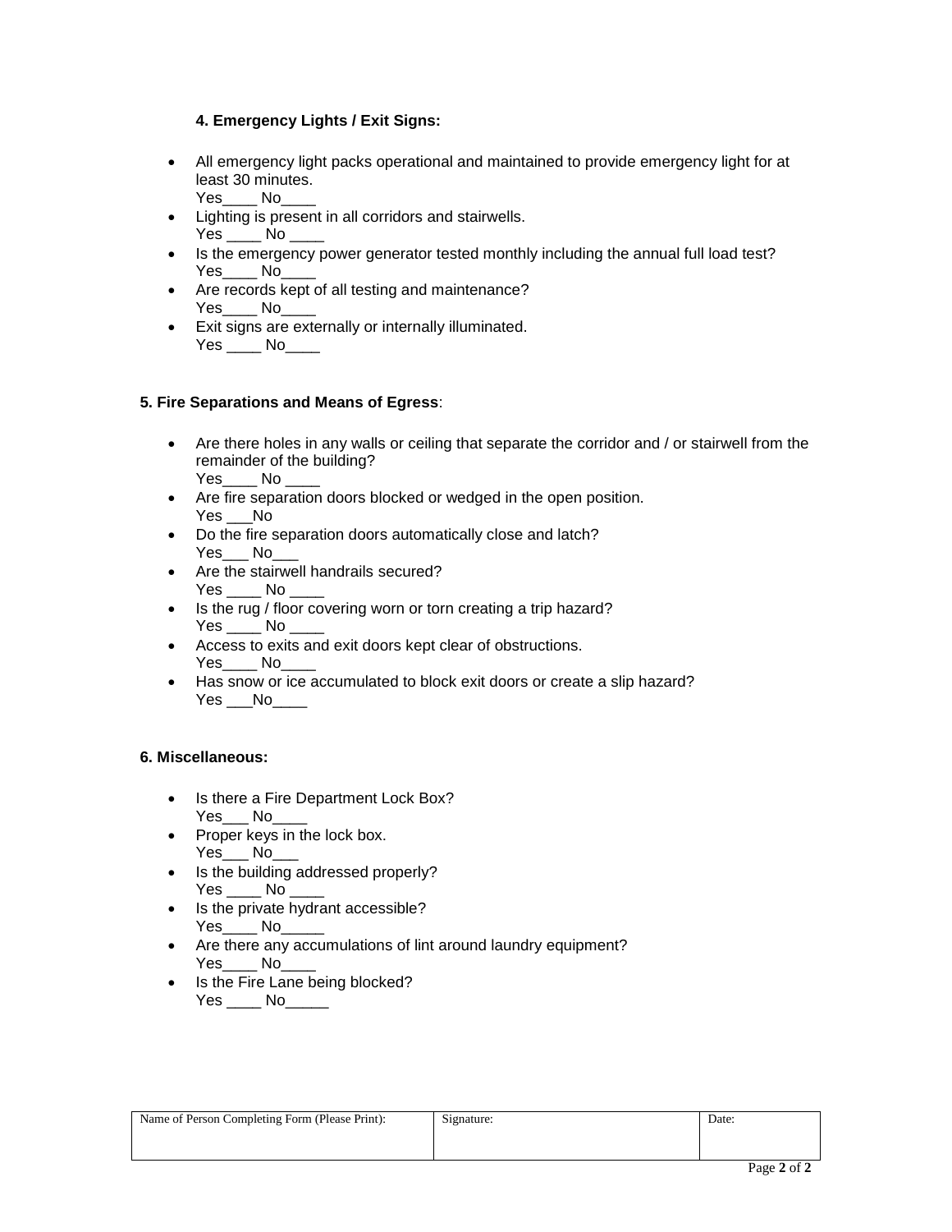#### 4. Emergency Lights / Exit Signs:

- All emergency light packs operational and maintained to provide emergency light for at least 30 minutes.
  Yes____ No____
- Lighting is present in all corridors and stairwells.
  Yes ____ No ____
- Is the emergency power generator tested monthly including the annual full load test?
  Yes____ No____
- Are records kept of all testing and maintenance?
  Yes____ No____
- Exit signs are externally or internally illuminated.
  Yes ____ No____

#### 5. Fire Separations and Means of Egress:

- Are there holes in any walls or ceiling that separate the corridor and / or stairwell from the remainder of the building?
  Yes____ No ____
- Are fire separation doors blocked or wedged in the open position.
  Yes ___No
- Do the fire separation doors automatically close and latch?
  Yes___ No___
- Are the stairwell handrails secured?
  Yes ____ No ____
- Is the rug / floor covering worn or torn creating a trip hazard?
  Yes ____ No ____
- Access to exits and exit doors kept clear of obstructions.
  Yes____ No____
- Has snow or ice accumulated to block exit doors or create a slip hazard?
  Yes ___No____

#### 6. Miscellaneous:

- Is there a Fire Department Lock Box?
  Yes___ No____
- Proper keys in the lock box.
  Yes___ No___
- Is the building addressed properly?
  Yes ____ No ____
- Is the private hydrant accessible?
  Yes____ No_____
- Are there any accumulations of lint around laundry equipment?
  Yes____ No____
- Is the Fire Lane being blocked?
  Yes ____ No_____

| Name of Person Completing Form (Please Print): | Signature: | Date: |
|---|---|---|
| | | |